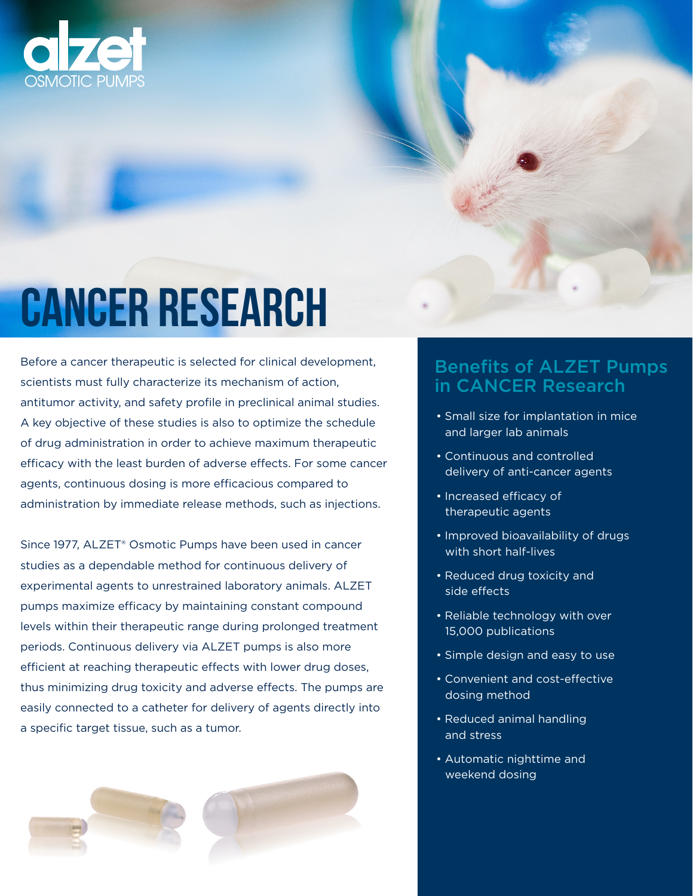alzet
OSMOTIC PUMPS

# CANCER RESEARCH

Before a cancer therapeutic is selected for clinical development, scientists must fully characterize its mechanism of action, antitumor activity, and safety profile in preclinical animal studies. A key objective of these studies is also to optimize the schedule of drug administration in order to achieve maximum therapeutic efficacy with the least burden of adverse effects. For some cancer agents, continuous dosing is more efficacious compared to administration by immediate release methods, such as injections.

Since 1977, ALZET® Osmotic Pumps have been used in cancer studies as a dependable method for continuous delivery of experimental agents to unrestrained laboratory animals. ALZET pumps maximize efficacy by maintaining constant compound levels within their therapeutic range during prolonged treatment periods. Continuous delivery via ALZET pumps is also more efficient at reaching therapeutic effects with lower drug doses, thus minimizing drug toxicity and adverse effects. The pumps are easily connected to a catheter for delivery of agents directly into a specific target tissue, such as a tumor.

## Benefits of ALZET Pumps in CANCER Research

- Small size for implantation in mice and larger lab animals
- Continuous and controlled delivery of anti-cancer agents
- Increased efficacy of therapeutic agents
- Improved bioavailability of drugs with short half-lives
- Reduced drug toxicity and side effects
- Reliable technology with over 15,000 publications
- Simple design and easy to use
- Convenient and cost-effective dosing method
- Reduced animal handling and stress
- Automatic nighttime and weekend dosing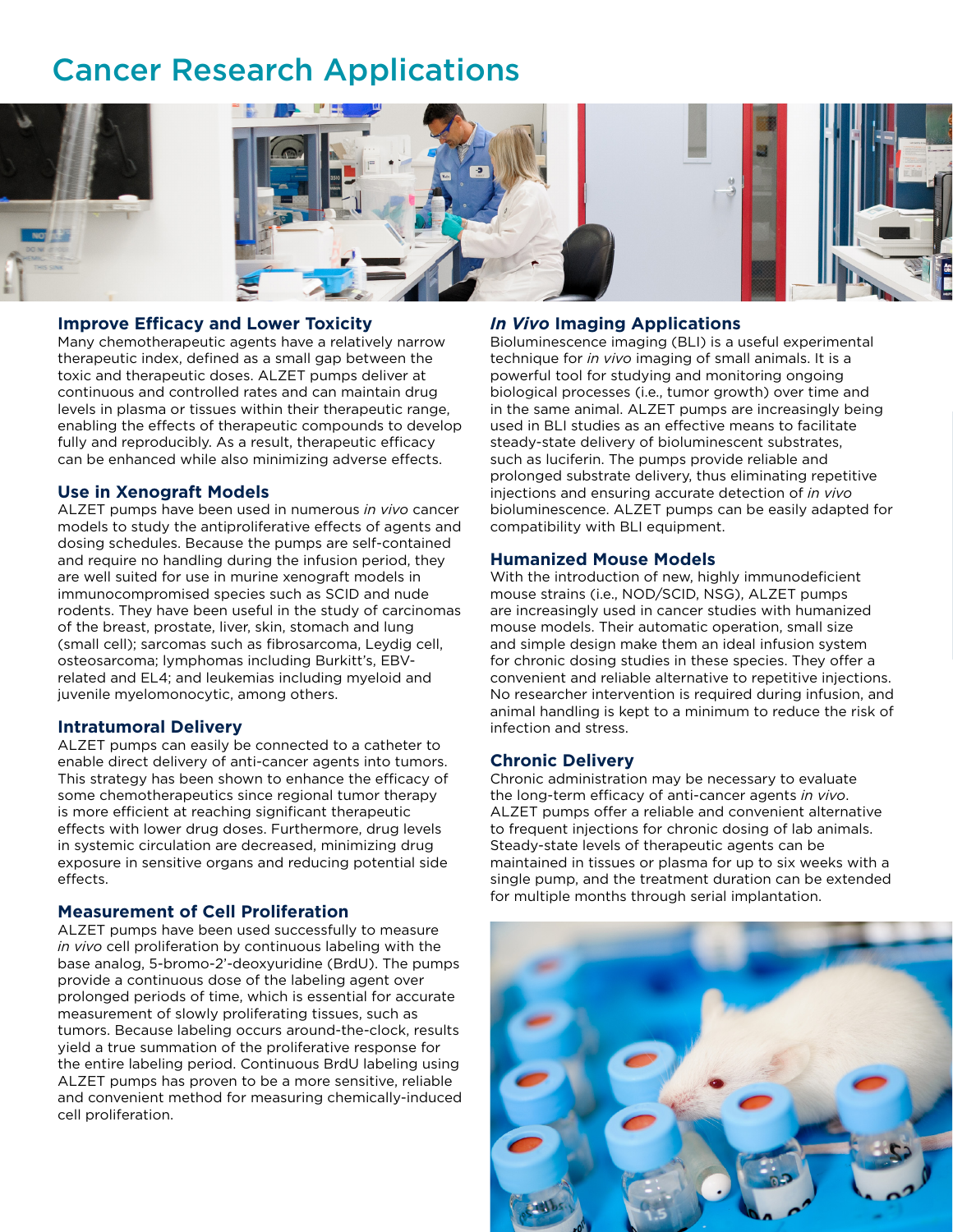# Cancer Research Applications

## Improve Efficacy and Lower Toxicity

Many chemotherapeutic agents have a relatively narrow therapeutic index, defined as a small gap between the toxic and therapeutic doses. ALZET pumps deliver at continuous and controlled rates and can maintain drug levels in plasma or tissues within their therapeutic range, enabling the effects of therapeutic compounds to develop fully and reproducibly. As a result, therapeutic efficacy can be enhanced while also minimizing adverse effects.

## Use in Xenograft Models

ALZET pumps have been used in numerous *in vivo* cancer models to study the antiproliferative effects of agents and dosing schedules. Because the pumps are self-contained and require no handling during the infusion period, they are well suited for use in murine xenograft models in immunocompromised species such as SCID and nude rodents. They have been useful in the study of carcinomas of the breast, prostate, liver, skin, stomach and lung (small cell); sarcomas such as fibrosarcoma, Leydig cell, osteosarcoma; lymphomas including Burkitt's, EBV-related and EL4; and leukemias including myeloid and juvenile myelomonocytic, among others.

## Intratumoral Delivery

ALZET pumps can easily be connected to a catheter to enable direct delivery of anti-cancer agents into tumors. This strategy has been shown to enhance the efficacy of some chemotherapeutics since regional tumor therapy is more efficient at reaching significant therapeutic effects with lower drug doses. Furthermore, drug levels in systemic circulation are decreased, minimizing drug exposure in sensitive organs and reducing potential side effects.

## Measurement of Cell Proliferation

ALZET pumps have been used successfully to measure *in vivo* cell proliferation by continuous labeling with the base analog, 5-bromo-2'-deoxyuridine (BrdU). The pumps provide a continuous dose of the labeling agent over prolonged periods of time, which is essential for accurate measurement of slowly proliferating tissues, such as tumors. Because labeling occurs around-the-clock, results yield a true summation of the proliferative response for the entire labeling period. Continuous BrdU labeling using ALZET pumps has proven to be a more sensitive, reliable and convenient method for measuring chemically-induced cell proliferation.

## *In Vivo* Imaging Applications

Bioluminescence imaging (BLI) is a useful experimental technique for *in vivo* imaging of small animals. It is a powerful tool for studying and monitoring ongoing biological processes (i.e., tumor growth) over time and in the same animal. ALZET pumps are increasingly being used in BLI studies as an effective means to facilitate steady-state delivery of bioluminescent substrates, such as luciferin. The pumps provide reliable and prolonged substrate delivery, thus eliminating repetitive injections and ensuring accurate detection of *in vivo* bioluminescence. ALZET pumps can be easily adapted for compatibility with BLI equipment.

## Humanized Mouse Models

With the introduction of new, highly immunodeficient mouse strains (i.e., NOD/SCID, NSG), ALZET pumps are increasingly used in cancer studies with humanized mouse models. Their automatic operation, small size and simple design make them an ideal infusion system for chronic dosing studies in these species. They offer a convenient and reliable alternative to repetitive injections. No researcher intervention is required during infusion, and animal handling is kept to a minimum to reduce the risk of infection and stress.

## Chronic Delivery

Chronic administration may be necessary to evaluate the long-term efficacy of anti-cancer agents *in vivo*. ALZET pumps offer a reliable and convenient alternative to frequent injections for chronic dosing of lab animals. Steady-state levels of therapeutic agents can be maintained in tissues or plasma for up to six weeks with a single pump, and the treatment duration can be extended for multiple months through serial implantation.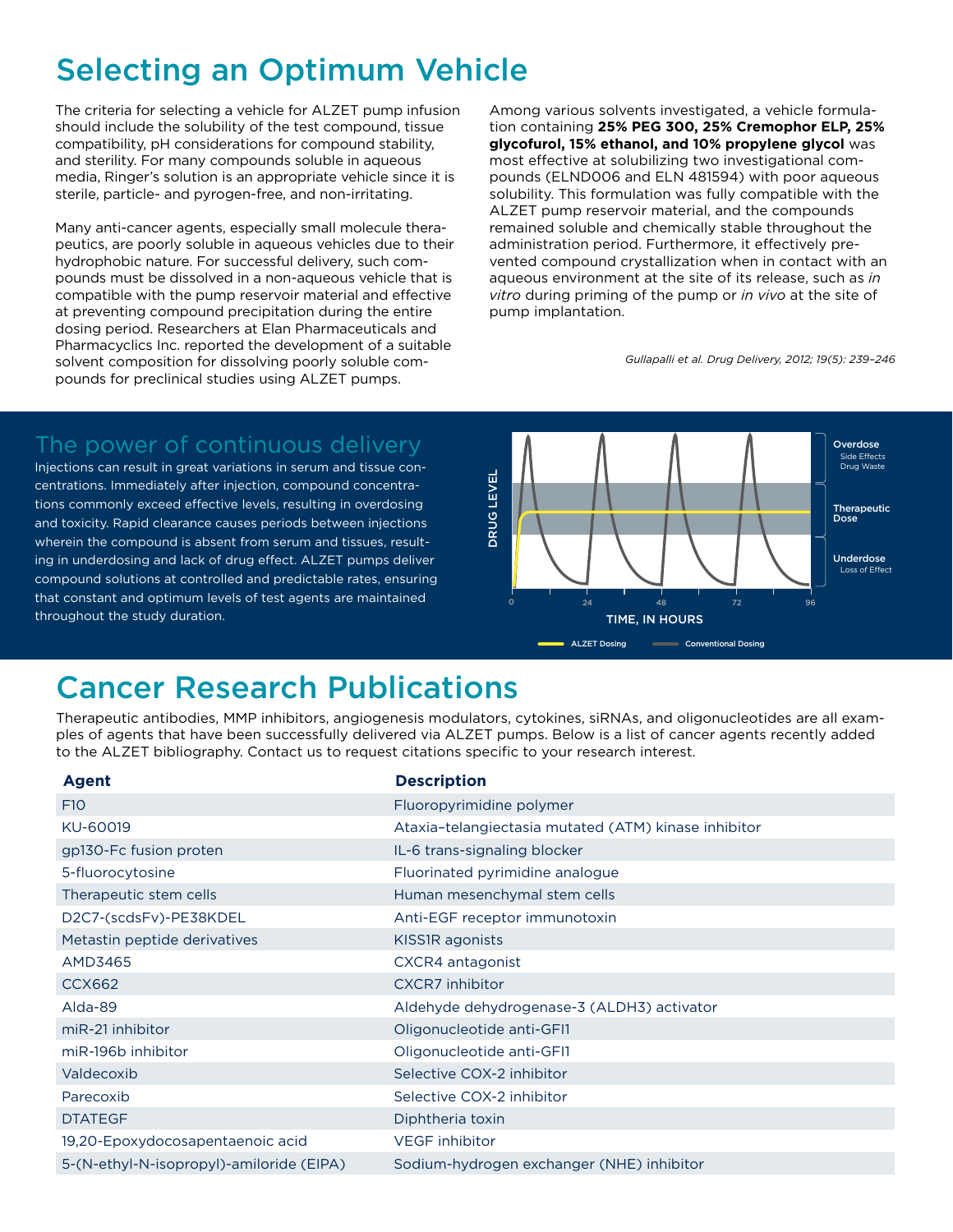# Selecting an Optimum Vehicle

The criteria for selecting a vehicle for ALZET pump infusion should include the solubility of the test compound, tissue compatibility, pH considerations for compound stability, and sterility. For many compounds soluble in aqueous media, Ringer's solution is an appropriate vehicle since it is sterile, particle- and pyrogen-free, and non-irritating.

Many anti-cancer agents, especially small molecule therapeutics, are poorly soluble in aqueous vehicles due to their hydrophobic nature. For successful delivery, such compounds must be dissolved in a non-aqueous vehicle that is compatible with the pump reservoir material and effective at preventing compound precipitation during the entire dosing period. Researchers at Elan Pharmaceuticals and Pharmacyclics Inc. reported the development of a suitable solvent composition for dissolving poorly soluble compounds for preclinical studies using ALZET pumps.

Among various solvents investigated, a vehicle formulation containing **25% PEG 300, 25% Cremophor ELP, 25% glycofurol, 15% ethanol, and 10% propylene glycol** was most effective at solubilizing two investigational compounds (ELND006 and ELN 481594) with poor aqueous solubility. This formulation was fully compatible with the ALZET pump reservoir material, and the compounds remained soluble and chemically stable throughout the administration period. Furthermore, it effectively prevented compound crystallization when in contact with an aqueous environment at the site of its release, such as *in vitro* during priming of the pump or *in vivo* at the site of pump implantation.

*Gullapalli et al. Drug Delivery, 2012; 19(5): 239–246*

## The power of continuous delivery

Injections can result in great variations in serum and tissue concentrations. Immediately after injection, compound concentrations commonly exceed effective levels, resulting in overdosing and toxicity. Rapid clearance causes periods between injections wherein the compound is absent from serum and tissues, resulting in underdosing and lack of drug effect. ALZET pumps deliver compound solutions at controlled and predictable rates, ensuring that constant and optimum levels of test agents are maintained throughout the study duration.

# Cancer Research Publications

Therapeutic antibodies, MMP inhibitors, angiogenesis modulators, cytokines, siRNAs, and oligonucleotides are all examples of agents that have been successfully delivered via ALZET pumps. Below is a list of cancer agents recently added to the ALZET bibliography. Contact us to request citations specific to your research interest.

| Agent | Description |
|---|---|
| F10 | Fluoropyrimidine polymer |
| KU-60019 | Ataxia–telangiectasia mutated (ATM) kinase inhibitor |
| gp130-Fc fusion proten | IL-6 trans-signaling blocker |
| 5-fluorocytosine | Fluorinated pyrimidine analogue |
| Therapeutic stem cells | Human mesenchymal stem cells |
| D2C7-(scdsFv)-PE38KDEL | Anti-EGF receptor immunotoxin |
| Metastin peptide derivatives | KISS1R agonists |
| AMD3465 | CXCR4 antagonist |
| CCX662 | CXCR7 inhibitor |
| Alda-89 | Aldehyde dehydrogenase-3 (ALDH3) activator |
| miR-21 inhibitor | Oligonucleotide anti-GFI1 |
| miR-196b inhibitor | Oligonucleotide anti-GFI1 |
| Valdecoxib | Selective COX-2 inhibitor |
| Parecoxib | Selective COX-2 inhibitor |
| DTATEGF | Diphtheria toxin |
| 19,20-Epoxydocosapentaenoic acid | VEGF inhibitor |
| 5-(N-ethyl-N-isopropyl)-amiloride (EIPA) | Sodium-hydrogen exchanger (NHE) inhibitor |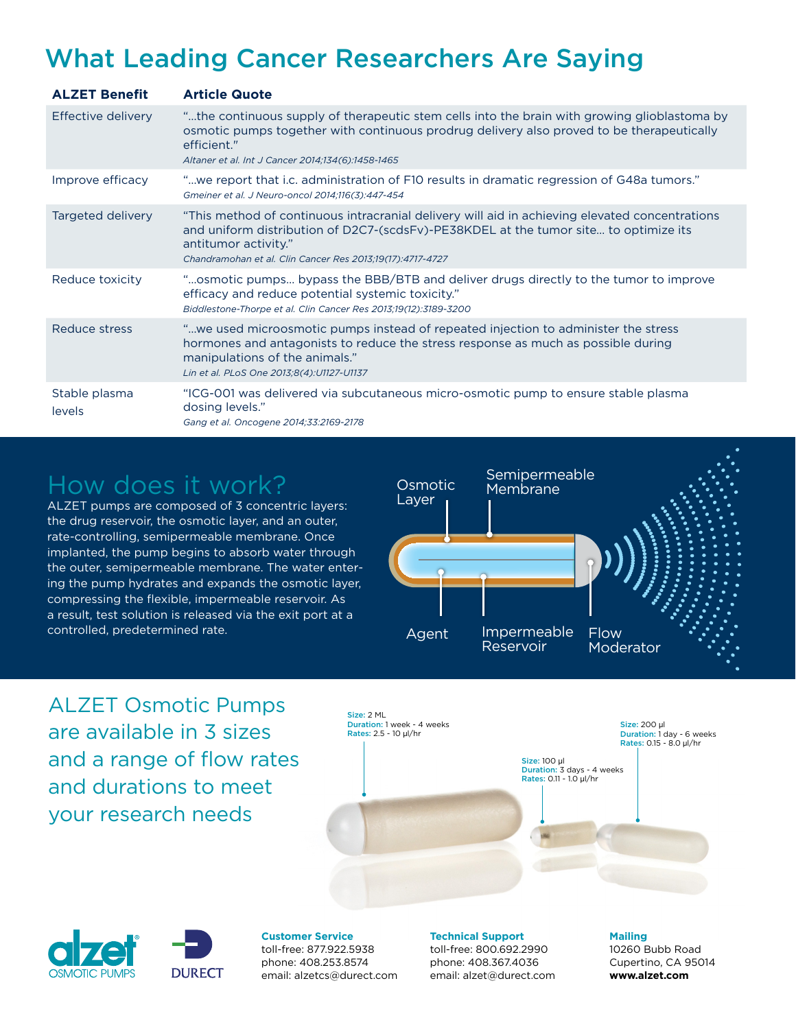# What Leading Cancer Researchers Are Saying

| ALZET Benefit | Article Quote |
|---|---|
| Effective delivery | "…the continuous supply of therapeutic stem cells into the brain with growing glioblastoma by osmotic pumps together with continuous prodrug delivery also proved to be therapeutically efficient." *Altaner et al. Int J Cancer 2014;134(6):1458-1465* |
| Improve efficacy | "…we report that i.c. administration of F10 results in dramatic regression of G48a tumors." *Gmeiner et al. J Neuro-oncol 2014;116(3):447-454* |
| Targeted delivery | "This method of continuous intracranial delivery will aid in achieving elevated concentrations and uniform distribution of D2C7-(scdsFv)-PE38KDEL at the tumor site… to optimize its antitumor activity." *Chandramohan et al. Clin Cancer Res 2013;19(17):4717-4727* |
| Reduce toxicity | "…osmotic pumps… bypass the BBB/BTB and deliver drugs directly to the tumor to improve efficacy and reduce potential systemic toxicity." *Biddlestone-Thorpe et al. Clin Cancer Res 2013;19(12):3189-3200* |
| Reduce stress | "…we used microosmotic pumps instead of repeated injection to administer the stress hormones and antagonists to reduce the stress response as much as possible during manipulations of the animals." *Lin et al. PLoS One 2013;8(4):U1127-U1137* |
| Stable plasma levels | "ICG-001 was delivered via subcutaneous micro-osmotic pump to ensure stable plasma dosing levels." *Gang et al. Oncogene 2014;33:2169-2178* |

## How does it work?

ALZET pumps are composed of 3 concentric layers: the drug reservoir, the osmotic layer, and an outer, rate-controlling, semipermeable membrane. Once implanted, the pump begins to absorb water through the outer, semipermeable membrane. The water entering the pump hydrates and expands the osmotic layer, compressing the flexible, impermeable reservoir. As a result, test solution is released via the exit port at a controlled, predetermined rate.

Osmotic Layer

Semipermeable Membrane

Agent

Impermeable Reservoir

Flow Moderator

## ALZET Osmotic Pumps are available in 3 sizes and a range of flow rates and durations to meet your research needs

**Size:** 2 ML
**Duration:** 1 week - 4 weeks
**Rates:** 2.5 - 10 µl/hr

**Size:** 100 µl
**Duration:** 3 days - 4 weeks
**Rates:** 0.11 - 1.0 µl/hr

**Size:** 200 µl
**Duration:** 1 day - 6 weeks
**Rates:** 0.15 - 8.0 µl/hr

alzet® OSMOTIC PUMPS

DURECT

**Customer Service**
toll-free: 877.922.5938
phone: 408.253.8574
email: alzetcs@durect.com

**Technical Support**
toll-free: 800.692.2990
phone: 408.367.4036
email: alzet@durect.com

**Mailing**
10260 Bubb Road
Cupertino, CA 95014
**www.alzet.com**